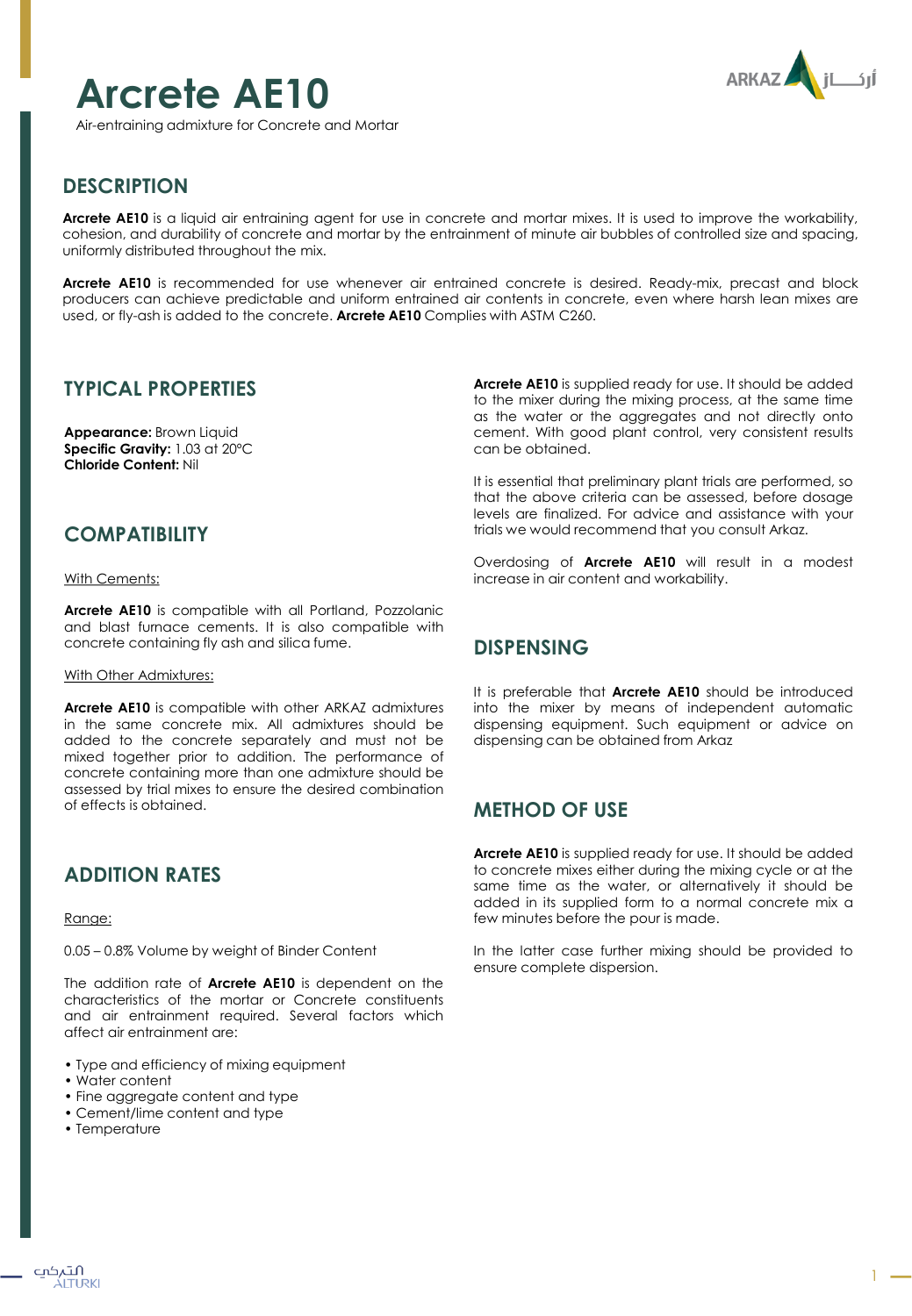# Arcrete AE10

Air-entraining admixture for Concrete and Mortar

## DESCRIPTION

**Arcrete AE10** is a liquid air entraining agent for use in concrete and mortar mixes. It is used to improve the workability, cohesion, and durability of concrete and mortar by the entrainment of minute air bubbles of controlled size and spacing, uniformly distributed throughout the mix.

**Arcrete AE10** is recommended for use whenever air entrained concrete is desired. Ready-mix, precast and block producers can achieve predictable and uniform entrained air contents in concrete, even where harsh lean mixes are used, or fly-ash is added to the concrete. **Arcrete AE10** Complies with ASTM C260.

## TYPICAL PROPERTIES

**Appearance:** Brown Liquid
**Specific Gravity:** 1.03 at 20°C
**Chloride Content:** Nil

## COMPATIBILITY

With Cements:

**Arcrete AE10** is compatible with all Portland, Pozzolanic and blast furnace cements. It is also compatible with concrete containing fly ash and silica fume.

With Other Admixtures:

**Arcrete AE10** is compatible with other ARKAZ admixtures in the same concrete mix. All admixtures should be added to the concrete separately and must not be mixed together prior to addition. The performance of concrete containing more than one admixture should be assessed by trial mixes to ensure the desired combination of effects is obtained.

## ADDITION RATES

Range:

0.05 – 0.8% Volume by weight of Binder Content

The addition rate of **Arcrete AE10** is dependent on the characteristics of the mortar or Concrete constituents and air entrainment required. Several factors which affect air entrainment are:

- Type and efficiency of mixing equipment
- Water content
- Fine aggregate content and type
- Cement/lime content and type
- Temperature

**Arcrete AE10** is supplied ready for use. It should be added to the mixer during the mixing process, at the same time as the water or the aggregates and not directly onto cement. With good plant control, very consistent results can be obtained.

It is essential that preliminary plant trials are performed, so that the above criteria can be assessed, before dosage levels are finalized. For advice and assistance with your trials we would recommend that you consult Arkaz.

Overdosing of **Arcrete AE10** will result in a modest increase in air content and workability.

## DISPENSING

It is preferable that **Arcrete AE10** should be introduced into the mixer by means of independent automatic dispensing equipment. Such equipment or advice on dispensing can be obtained from Arkaz

## METHOD OF USE

**Arcrete AE10** is supplied ready for use. It should be added to concrete mixes either during the mixing cycle or at the same time as the water, or alternatively it should be added in its supplied form to a normal concrete mix a few minutes before the pour is made.

In the latter case further mixing should be provided to ensure complete dispersion.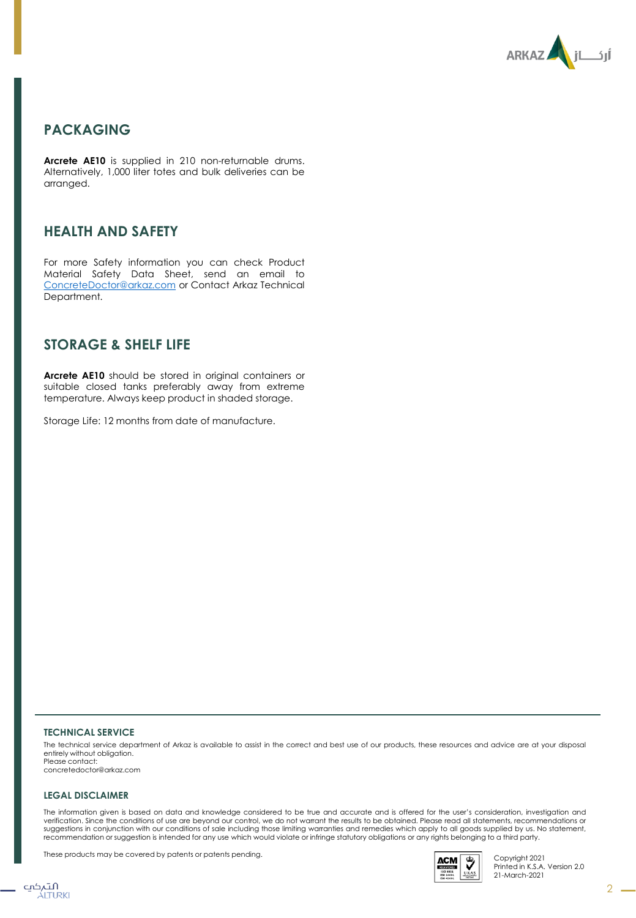## PACKAGING

**Arcrete AE10** is supplied in 210 non-returnable drums. Alternatively, 1,000 liter totes and bulk deliveries can be arranged.

## HEALTH AND SAFETY

For more Safety information you can check Product Material Safety Data Sheet, send an email to ConcreteDoctor@arkaz.com or Contact Arkaz Technical Department.

## STORAGE & SHELF LIFE

**Arcrete AE10** should be stored in original containers or suitable closed tanks preferably away from extreme temperature. Always keep product in shaded storage.

Storage Life: 12 months from date of manufacture.

### TECHNICAL SERVICE

The technical service department of Arkaz is available to assist in the correct and best use of our products, these resources and advice are at your disposal entirely without obligation.
Please contact:
concretedoctor@arkaz.com

### LEGAL DISCLAIMER

The information given is based on data and knowledge considered to be true and accurate and is offered for the user's consideration, investigation and verification. Since the conditions of use are beyond our control, we do not warrant the results to be obtained. Please read all statements, recommendations or suggestions in conjunction with our conditions of sale including those limiting warranties and remedies which apply to all goods supplied by us. No statement, recommendation or suggestion is intended for any use which would violate or infringe statutory obligations or any rights belonging to a third party.

These products may be covered by patents or patents pending.

Copyright 2021
Printed in K.S.A. Version 2.0
21-March-2021